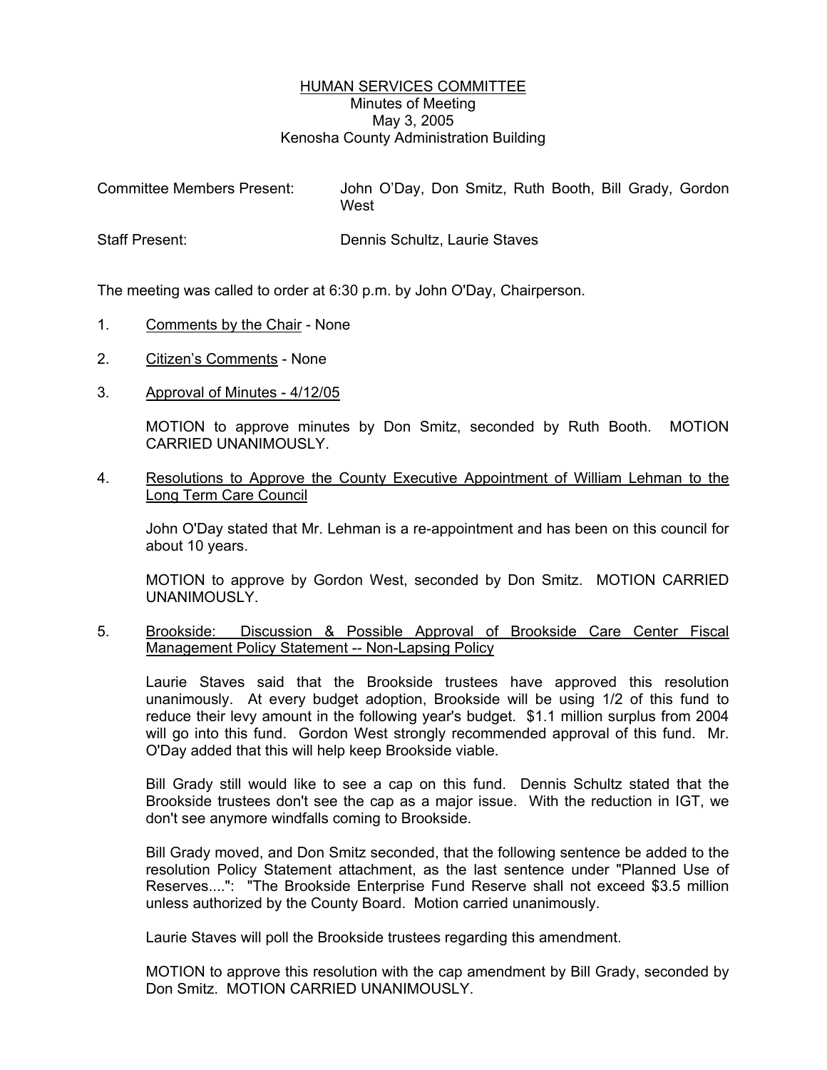# HUMAN SERVICES COMMITTEE

Minutes of Meeting
May 3, 2005
Kenosha County Administration Building

Committee Members Present: John O'Day, Don Smitz, Ruth Booth, Bill Grady, Gordon West

Staff Present: Dennis Schultz, Laurie Staves

The meeting was called to order at 6:30 p.m. by John O'Day, Chairperson.

1. Comments by the Chair - None

2. Citizen's Comments - None

3. Approval of Minutes - 4/12/05

   MOTION to approve minutes by Don Smitz, seconded by Ruth Booth. MOTION CARRIED UNANIMOUSLY.

4. Resolutions to Approve the County Executive Appointment of William Lehman to the Long Term Care Council

   John O'Day stated that Mr. Lehman is a re-appointment and has been on this council for about 10 years.

   MOTION to approve by Gordon West, seconded by Don Smitz. MOTION CARRIED UNANIMOUSLY.

5. Brookside: Discussion & Possible Approval of Brookside Care Center Fiscal Management Policy Statement -- Non-Lapsing Policy

   Laurie Staves said that the Brookside trustees have approved this resolution unanimously. At every budget adoption, Brookside will be using 1/2 of this fund to reduce their levy amount in the following year's budget. $1.1 million surplus from 2004 will go into this fund. Gordon West strongly recommended approval of this fund. Mr. O'Day added that this will help keep Brookside viable.

   Bill Grady still would like to see a cap on this fund. Dennis Schultz stated that the Brookside trustees don't see the cap as a major issue. With the reduction in IGT, we don't see anymore windfalls coming to Brookside.

   Bill Grady moved, and Don Smitz seconded, that the following sentence be added to the resolution Policy Statement attachment, as the last sentence under "Planned Use of Reserves....": "The Brookside Enterprise Fund Reserve shall not exceed $3.5 million unless authorized by the County Board. Motion carried unanimously.

   Laurie Staves will poll the Brookside trustees regarding this amendment.

   MOTION to approve this resolution with the cap amendment by Bill Grady, seconded by Don Smitz. MOTION CARRIED UNANIMOUSLY.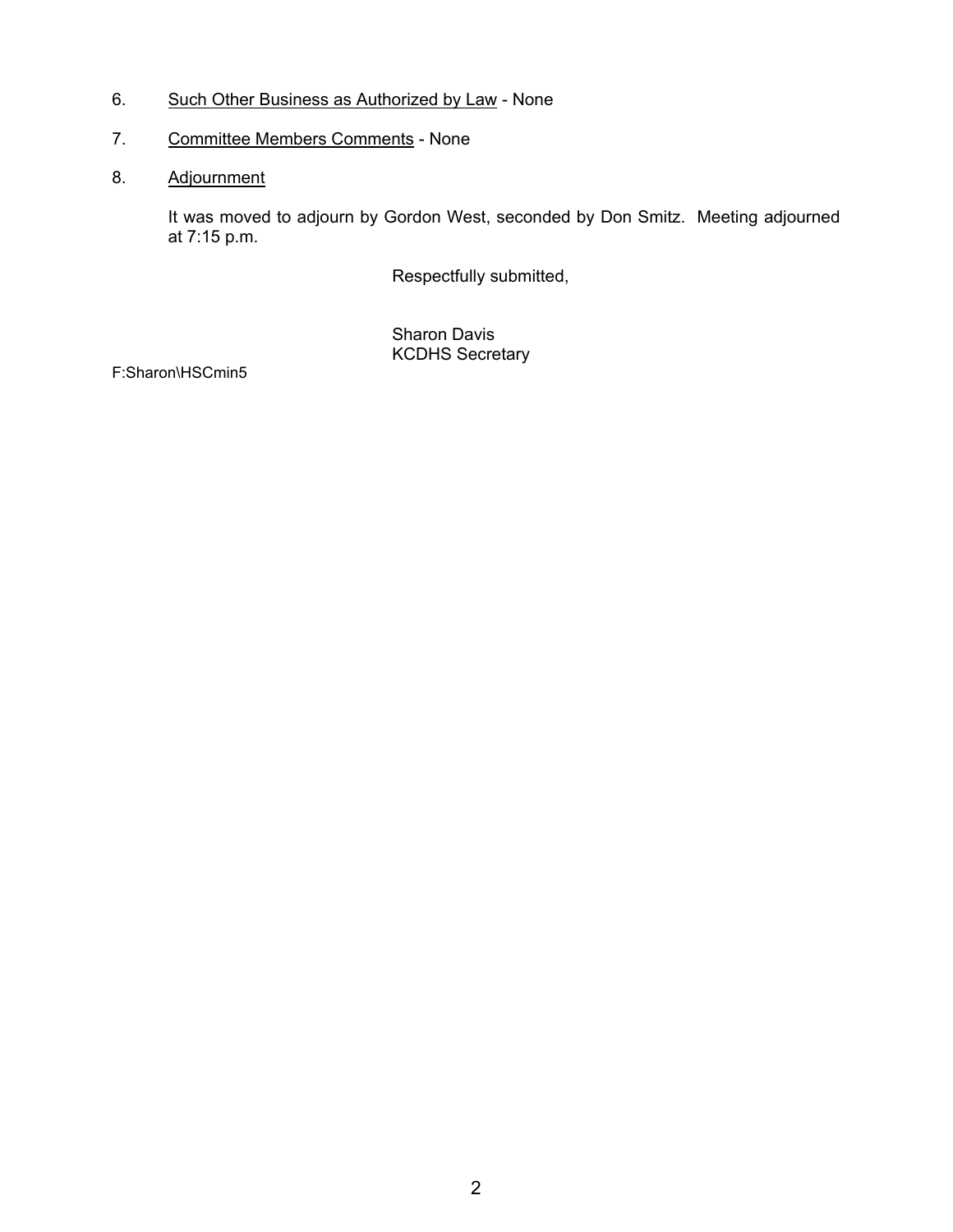6. Such Other Business as Authorized by Law - None

7. Committee Members Comments - None

8. Adjournment

   It was moved to adjourn by Gordon West, seconded by Don Smitz. Meeting adjourned at 7:15 p.m.

Respectfully submitted,

Sharon Davis
KCDHS Secretary

F:Sharon\HSCmin5